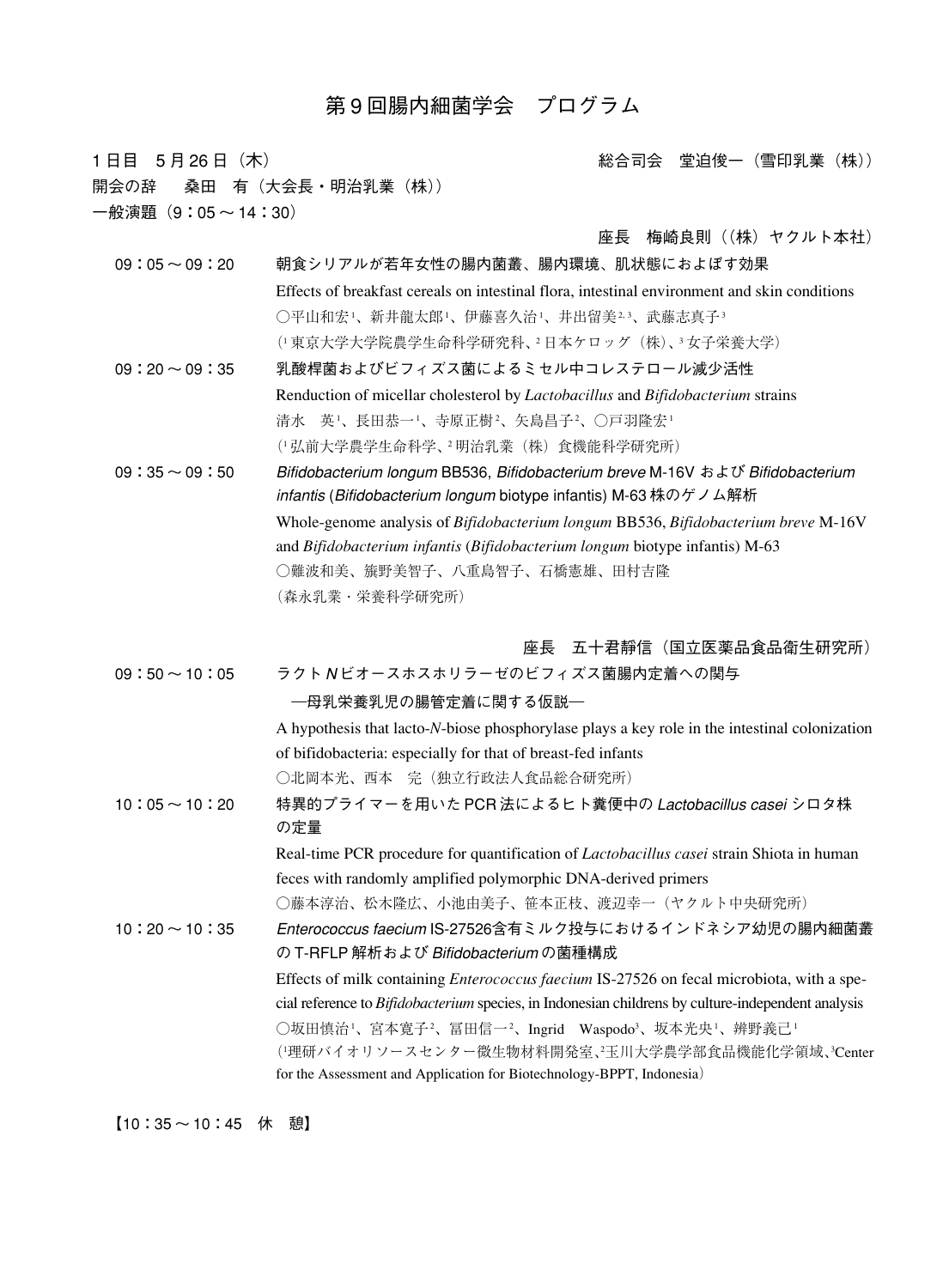# 第 9 回腸内細菌学会　プログラム

1 日目　5 月 26 日（木）　　　　　　　　　　　　　　　　総合司会　堂迫俊一（雪印乳業（株））

開会の辞　　桑田　有（大会長・明治乳業（株））

一般演題（9：05 〜 14：30）

座長　梅崎良則（（株）ヤクルト本社）

**09：05 〜 09：20**　朝食シリアルが若年女性の腸内菌叢、腸内環境、肌状態におよぼす効果

Effects of breakfast cereals on intestinal flora, intestinal environment and skin conditions

○平山和宏[1]、新井龍太郎[1]、伊藤喜久治[1]、井出留美[2,3]、武藤志真子[3]

（[1]東京大学大学院農学生命科学研究科、[2]日本ケロッグ（株）、[3]女子栄養大学）

**09：20 〜 09：35**　乳酸桿菌およびビフィズス菌によるミセル中コレステロール減少活性

Renduction of micellar cholesterol by *Lactobacillus* and *Bifidobacterium* strains

清水　英[1]、長田恭一[1]、寺原正樹[2]、矢島昌子[2]、○戸羽隆宏[1]

（[1]弘前大学農学生命科学、[2]明治乳業（株）食機能科学研究所）

**09：35 〜 09：50**　*Bifidobacterium longum* BB536, *Bifidobacterium breve* M-16V および *Bifidobacterium infantis* (*Bifidobacterium longum* biotype infantis) M-63 株のゲノム解析

Whole-genome analysis of *Bifidobacterium longum* BB536, *Bifidobacterium breve* M-16V and *Bifidobacterium infantis* (*Bifidobacterium longum* biotype infantis) M-63

○難波和美、籏野美智子、八重島智子、石橋憲雄、田村吉隆

（森永乳業・栄養科学研究所）

座長　五十君靜信（国立医薬品食品衛生研究所）

**09：50 〜 10：05**　ラクト *N* ビオースホスホリラーゼのビフィズス菌腸内定着への関与
　—母乳栄養乳児の腸管定着に関する仮説—

A hypothesis that lacto-*N*-biose phosphorylase plays a key role in the intestinal colonization of bifidobacteria: especially for that of breast-fed infants

○北岡本光、西本　完（独立行政法人食品総合研究所）

**10：05 〜 10：20**　特異的プライマーを用いた PCR 法によるヒト糞便中の *Lactobacillus casei* シロタ株の定量

Real-time PCR procedure for quantification of *Lactobacillus casei* strain Shiota in human feces with randomly amplified polymorphic DNA-derived primers

○藤本淳治、松木隆広、小池由美子、笹本正枝、渡辺幸一（ヤクルト中央研究所）

**10：20 〜 10：35**　*Enterococcus faecium* IS-27526含有ミルク投与におけるインドネシア幼児の腸内細菌叢の T-RFLP 解析および *Bifidobacterium* の菌種構成

Effects of milk containing *Enterococcus faecium* IS-27526 on fecal microbiota, with a special reference to *Bifidobacterium* species, in Indonesian childrens by culture-independent analysis

○坂田慎治[1]、宮本寛子[2]、冨田信一[2]、Ingrid　Waspodo[3]、坂本光央[1]、辨野義己[1]

（[1]理研バイオリソースセンター微生物材料開発室、[2]玉川大学農学部食品機能化学領域、[3]Center for the Assessment and Application for Biotechnology-BPPT, Indonesia）

【10：35 〜 10：45　休　憩】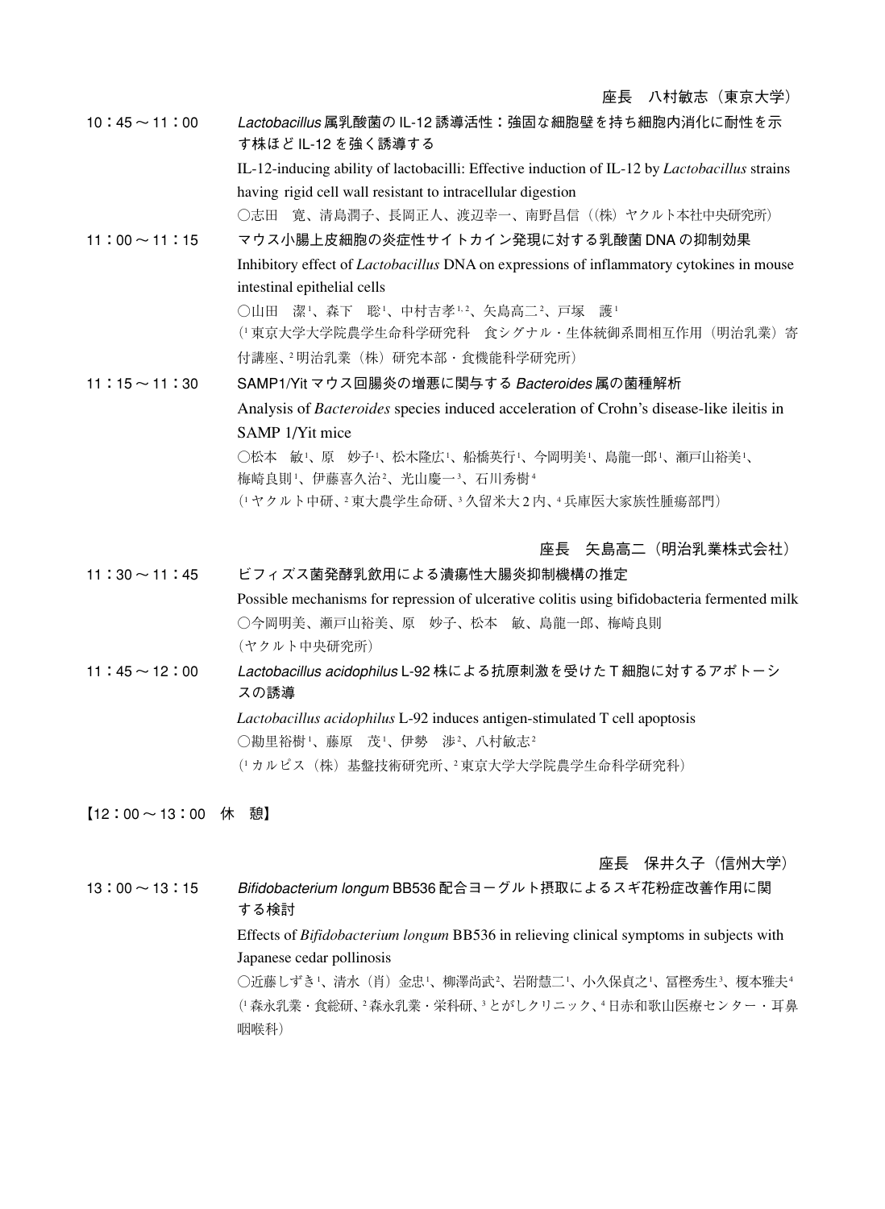座長　八村敏志（東京大学）

10：45～11：00　*Lactobacillus* 属乳酸菌の IL-12 誘導活性：強固な細胞壁を持ち細胞内消化に耐性を示す株ほど IL-12 を強く誘導する

IL-12-inducing ability of lactobacilli: Effective induction of IL-12 by *Lactobacillus* strains having rigid cell wall resistant to intracellular digestion

○志田　寛、清島潤子、長岡正人、渡辺幸一、南野昌信（(株) ヤクルト本社中央研究所）

11：00～11：15　マウス小腸上皮細胞の炎症性サイトカイン発現に対する乳酸菌 DNA の抑制効果

Inhibitory effect of *Lactobacillus* DNA on expressions of inflammatory cytokines in mouse intestinal epithelial cells

○山田　潔[1]、森下　聡[1]、中村吉孝[1, 2]、矢島高二[2]、戸塚　護[1]

([1] 東京大学大学院農学生命科学研究科　食シグナル・生体統御系間相互作用（明治乳業）寄付講座、[2] 明治乳業（株）研究本部・食機能科学研究所）

11：15～11：30　SAMP1/Yit マウス回腸炎の増悪に関与する *Bacteroides* 属の菌種解析

Analysis of *Bacteroides* species induced acceleration of Crohn's disease-like ileitis in SAMP 1/Yit mice

○松本　敏[1]、原　妙子[1]、松木隆広[1]、船橋英行[1]、今岡明美[1]、島龍一郎[1]、瀬戸山裕美[1]、梅崎良則[1]、伊藤喜久治[2]、光山慶一[3]、石川秀樹[4]

([1] ヤクルト中研、[2] 東大農学生命研、[3] 久留米大 2 内、[4] 兵庫医大家族性腫瘍部門）

座長　矢島高二（明治乳業株式会社）

11：30～11：45　ビフィズス菌発酵乳飲用による潰瘍性大腸炎抑制機構の推定

Possible mechanisms for repression of ulcerative colitis using bifidobacteria fermented milk

○今岡明美、瀬戸山裕美、原　妙子、松本　敏、島龍一郎、梅崎良則

（ヤクルト中央研究所）

11：45～12：00　*Lactobacillus acidophilus* L-92 株による抗原刺激を受けた T 細胞に対するアポトーシスの誘導

*Lactobacillus acidophilus* L-92 induces antigen-stimulated T cell apoptosis

○勘里裕樹[1]、藤原　茂[1]、伊勢　渉[2]、八村敏志[2]

([1] カルピス（株）基盤技術研究所、[2] 東京大学大学院農学生命科学研究科）

【12：00～13：00　休　憩】

座長　保井久子（信州大学）

13：00～13：15　*Bifidobacterium longum* BB536 配合ヨーグルト摂取によるスギ花粉症改善作用に関する検討

Effects of *Bifidobacterium longum* BB536 in relieving clinical symptoms in subjects with Japanese cedar pollinosis

○近藤しずき[1]、清水（肖）金忠[1]、柳澤尚武[2]、岩附慧二[1]、小久保貞之[1]、冨樫秀生[3]、榎本雅夫[4]

([1] 森永乳業・食総研、[2] 森永乳業・栄科研、[3] とがしクリニック、[4] 日赤和歌山医療センター・耳鼻咽喉科）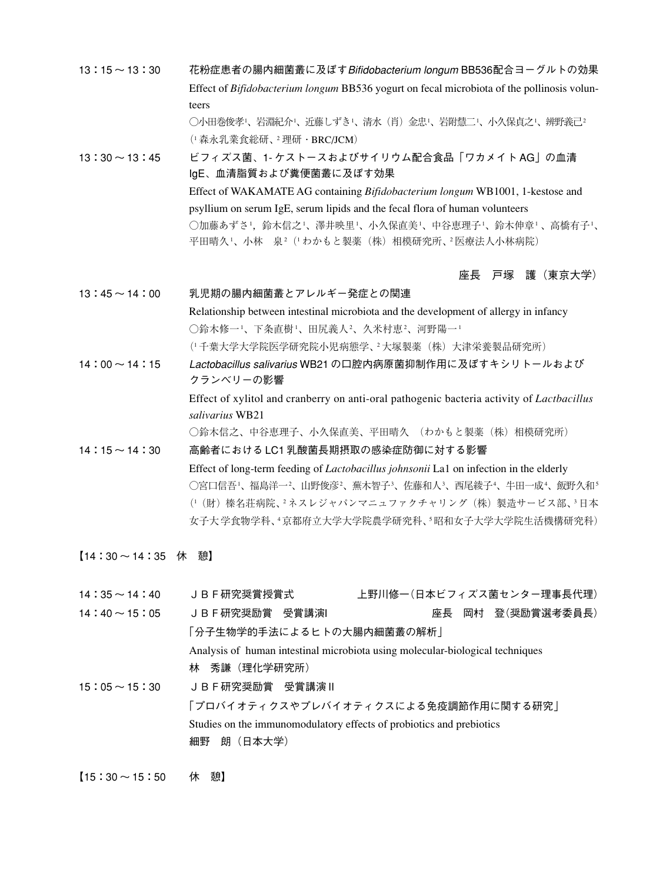13：15～13：30　花粉症患者の腸内細菌叢に及ぼす*Bifidobacterium longum* BB536配合ヨーグルトの効果

Effect of *Bifidobacterium longum* BB536 yogurt on fecal microbiota of the pollinosis volunteers

○小田巻俊孝[1]、岩淵紀介[1]、近藤しずき[1]、清水（肖）金忠[1]、岩附慧二[1]、小久保貞之[1]、辨野義己[2]
（[1]森永乳業食総研、[2]理研・BRC/JCM）

13：30～13：45　ビフィズス菌、1-ケストースおよびサイリウム配合食品「ワカメイトAG」の血清IgE、血清脂質および糞便菌叢に及ぼす効果

Effect of WAKAMATE AG containing *Bifidobacterium longum* WB1001, 1-kestose and psyllium on serum IgE, serum lipids and the fecal flora of human volunteers

○加藤あずさ[1]，鈴木信之[1]、澤井映里[1]、小久保直美[1]、中谷恵理子[1]、鈴木伸章[1]、高橋有子[1]、平田晴久[1]、小林　泉[2]（[1]わかもと製薬（株）相模研究所、[2]医療法人小林病院）

座長　戸塚　護（東京大学）

13：45～14：00　乳児期の腸内細菌叢とアレルギー発症との関連

Relationship between intestinal microbiota and the development of allergy in infancy

○鈴木修一[1]、下条直樹[1]、田尻義人[2]、久米村恵[2]、河野陽一[1]
（[1]千葉大学大学院医学研究院小児病態学、[2]大塚製薬（株）大津栄養製品研究所）

14：00～14：15　*Lactobacillus salivarius* WB21の口腔内病原菌抑制作用に及ぼすキシリトールおよびクランベリーの影響

Effect of xylitol and cranberry on anti-oral pathogenic bacteria activity of *Lactbacillus salivarius* WB21

○鈴木信之、中谷恵理子、小久保直美、平田晴久　（わかもと製薬（株）相模研究所）

14：15～14：30　高齢者におけるLC1乳酸菌長期摂取の感染症防御に対する影響

Effect of long-term feeding of *Lactobacillus johnsonii* La1 on infection in the elderly

○宮口信吾[1]、福島洋一[2]、山野俊彦[2]、蕪木智子[3]、佐藤和人[3]、西尾綾子[4]、牛田一成[4]、飯野久和[5]
（[1]（財）榛名荘病院、[2]ネスレジャパンマニュファクチャリング（株）製造サービス部、[3]日本女子大学食物学科、[4]京都府立大学大学院農学研究科、[5]昭和女子大学大学院生活機構研究科）

【14：30～14：35　休　憩】

14：35～14：40　ＪＢＦ研究奨賞授賞式　　上野川修一（日本ビフィズス菌センター理事長代理）

14：40～15：05　ＪＢＦ研究奨励賞　受賞講演I　　座長　岡村　登（奨励賞選考委員長）

「分子生物学的手法によるヒトの大腸内細菌叢の解析」

Analysis of human intestinal microbiota using molecular-biological techniques

林　秀謙（理化学研究所）

15：05～15：30　ＪＢＦ研究奨励賞　受賞講演II

「プロバイオティクスやプレバイオティクスによる免疫調節作用に関する研究」

Studies on the immunomodulatory effects of probiotics and prebiotics

細野　朗（日本大学）

【15：30～15：50　休　憩】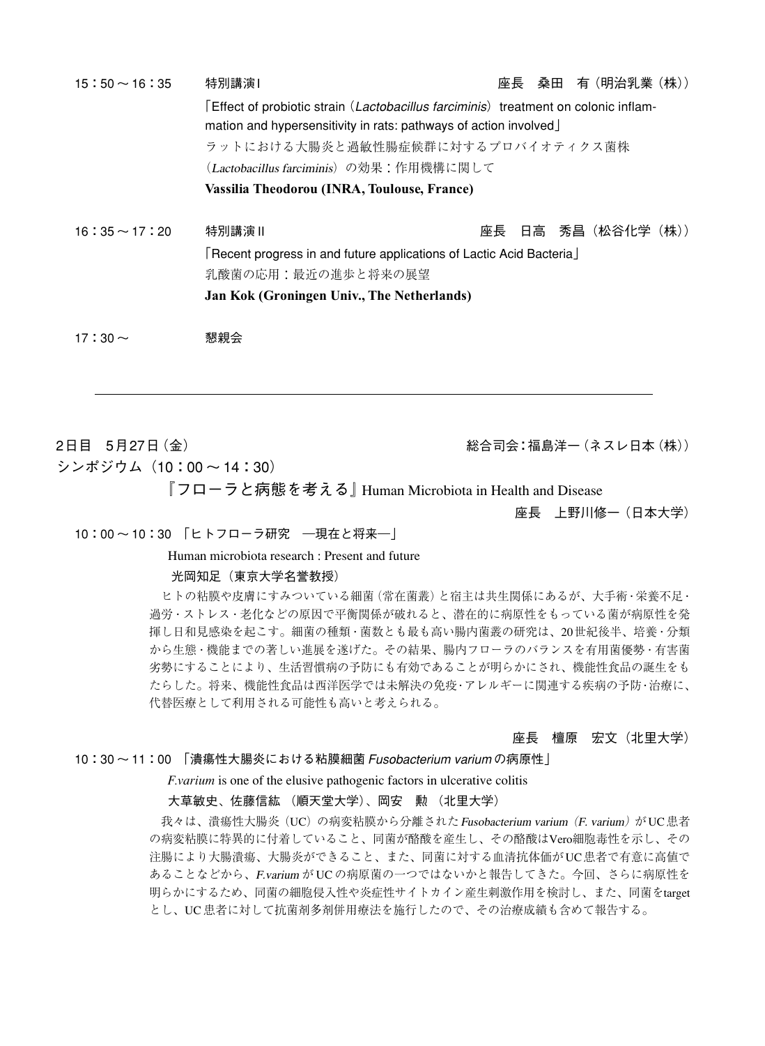15：50～16：35　　特別講演Ⅰ　　座長　桑田　有（明治乳業（株））

「Effect of probiotic strain（*Lactobacillus farciminis*）treatment on colonic inflammation and hypersensitivity in rats: pathways of action involved」

ラットにおける大腸炎と過敏性腸症候群に対するプロバイオティクス菌株（*Lactobacillus farciminis*）の効果：作用機構に関して

**Vassilia Theodorou (INRA, Toulouse, France)**

16：35～17：20　　特別講演Ⅱ　　座長　日高　秀昌（松谷化学（株））

「Recent progress in and future applications of Lactic Acid Bacteria」

乳酸菌の応用：最近の進歩と将来の展望

**Jan Kok (Groningen Univ., The Netherlands)**

17：30～　　懇親会

---

2日目　5月27日（金）　　総合司会：福島洋一（ネスレ日本（株））

シンポジウム（10：00～14：30）

『フローラと病態を考える』Human Microbiota in Health and Disease

座長　上野川修一（日本大学）

10：00～10：30 「ヒトフローラ研究　―現在と将来―」

Human microbiota research : Present and future

光岡知足（東京大学名誉教授）

ヒトの粘膜や皮膚にすみついている細菌（常在菌叢）と宿主は共生関係にあるが、大手術・栄養不足・過労・ストレス・老化などの原因で平衡関係が破れると、潜在的に病原性をもっている菌が病原性を発揮し日和見感染を起こす。細菌の種類・菌数とも最も高い腸内菌叢の研究は、20世紀後半、培養・分類から生態・機能までの著しい進展を遂げた。その結果、腸内フローラのバランスを有用菌優勢・有害菌劣勢にすることにより、生活習慣病の予防にも有効であることが明らかにされ、機能性食品の誕生をもたらした。将来、機能性食品は西洋医学では未解決の免疫・アレルギーに関連する疾病の予防・治療に、代替医療として利用される可能性も高いと考えられる。

座長　檀原　宏文（北里大学）

10：30～11：00 「潰瘍性大腸炎における粘膜細菌 *Fusobacterium varium* の病原性」

*F.varium* is one of the elusive pathogenic factors in ulcerative colitis

大草敏史、佐藤信紘（順天堂大学）、岡安　勲（北里大学）

我々は、潰瘍性大腸炎（UC）の病変粘膜から分離された *Fusobacterium varium*（*F. varium*）がUC患者の病変粘膜に特異的に付着していること、同菌が酪酸を産生し、その酪酸はVero細胞毒性を示し、その注腸により大腸潰瘍、大腸炎ができること、また、同菌に対する血清抗体価がUC患者で有意に高値であることなどから、*F.varium* がUCの病原菌の一つではないかと報告してきた。今回、さらに病原性を明らかにするため、同菌の細胞侵入性や炎症性サイトカイン産生刺激作用を検討し、また、同菌をtargetとし、UC患者に対して抗菌剤多剤併用療法を施行したので、その治療成績も含めて報告する。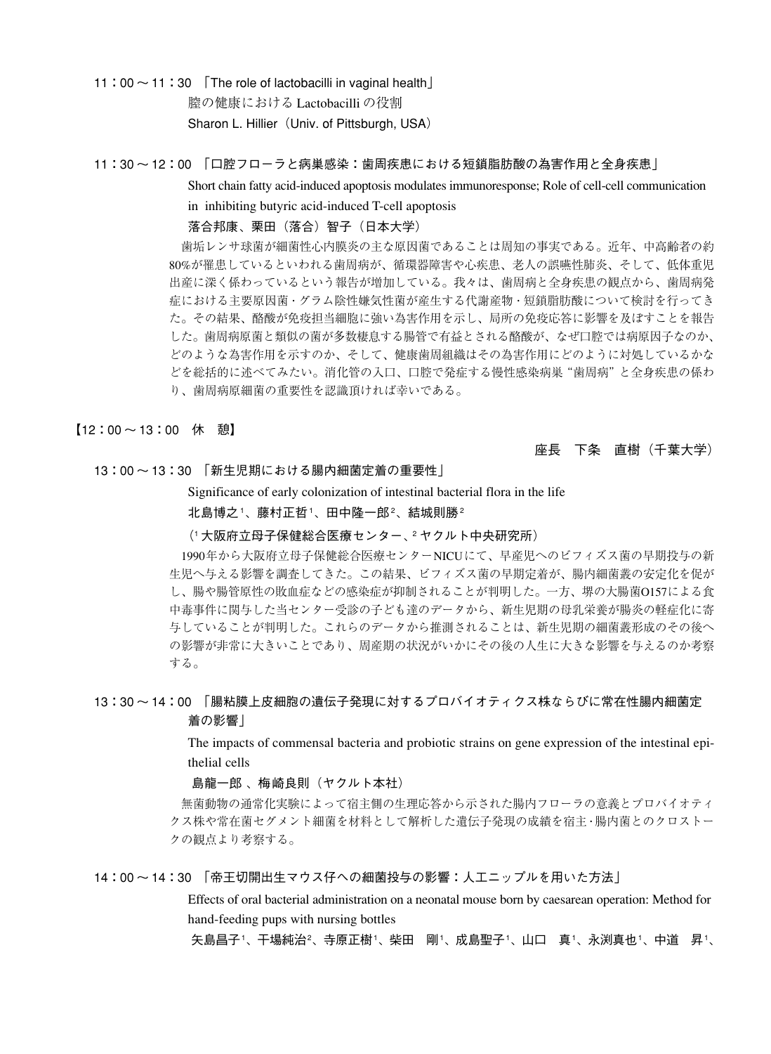11：00～11：30　「The role of lactobacilli in vaginal health」

膣の健康における Lactobacilli の役割

Sharon L. Hillier（Univ. of Pittsburgh, USA）

11：30～12：00　「口腔フローラと病巣感染：歯周疾患における短鎖脂肪酸の為害作用と全身疾患」

Short chain fatty acid-induced apoptosis modulates immunoresponse; Role of cell-cell communication in inhibiting butyric acid-induced T-cell apoptosis

落合邦康、栗田（落合）智子（日本大学）

歯垢レンサ球菌が細菌性心内膜炎の主な原因菌であることは周知の事実である。近年、中高齢者の約80%が罹患しているといわれる歯周病が、循環器障害や心疾患、老人の誤嚥性肺炎、そして、低体重児出産に深く係わっているという報告が増加している。我々は、歯周病と全身疾患の観点から、歯周病発症における主要原因菌・グラム陰性嫌気性菌が産生する代謝産物・短鎖脂肪酸について検討を行ってきた。その結果、酪酸が免疫担当細胞に強い為害作用を示し、局所の免疫応答に影響を及ぼすことを報告した。歯周病原菌と類似の菌が多数棲息する腸管で有益とされる酪酸が、なぜ口腔では病原因子なのか、どのような為害作用を示すのか、そして、健康歯周組織はその為害作用にどのように対処しているかなどを総括的に述べてみたい。消化管の入口、口腔で発症する慢性感染病巣"歯周病"と全身疾患の係わり、歯周病原細菌の重要性を認識頂ければ幸いである。

【12：00～13：00　休　憩】

座長　下条　直樹（千葉大学）

13：00～13：30　「新生児期における腸内細菌定着の重要性」

Significance of early colonization of intestinal bacterial flora in the life

北島博之[1]、藤村正哲[1]、田中隆一郎[2]、結城則勝[2]

（[1]大阪府立母子保健総合医療センター、[2]ヤクルト中央研究所）

1990年から大阪府立母子保健総合医療センターNICUにて、早産児へのビフィズス菌の早期投与の新生児へ与える影響を調査してきた。この結果、ビフィズス菌の早期定着が、腸内細菌叢の安定化を促がし、腸や腸管原性の敗血症などの感染症が抑制されることが判明した。一方、堺の大腸菌O157による食中毒事件に関与した当センター受診の子ども達のデータから、新生児期の母乳栄養が腸炎の軽症化に寄与していることが判明した。これらのデータから推測されることは、新生児期の細菌叢形成のその後への影響が非常に大きいことであり、周産期の状況がいかにその後の人生に大きな影響を与えるのか考察する。

13：30～14：00　「腸粘膜上皮細胞の遺伝子発現に対するプロバイオティクス株ならびに常在性腸内細菌定着の影響」

The impacts of commensal bacteria and probiotic strains on gene expression of the intestinal epithelial cells

島龍一郎 、梅崎良則（ヤクルト本社）

無菌動物の通常化実験によって宿主側の生理応答から示された腸内フローラの意義とプロバイオティクス株や常在菌セグメント細菌を材料として解析した遺伝子発現の成績を宿主・腸内菌とのクロストークの観点より考察する。

14：00～14：30　「帝王切開出生マウス仔への細菌投与の影響：人工ニップルを用いた方法」

Effects of oral bacterial administration on a neonatal mouse born by caesarean operation: Method for hand-feeding pups with nursing bottles

矢島昌子[1]、干場純治[2]、寺原正樹[1]、柴田　剛[1]、成島聖子[1]、山口　真[1]、永渕真也[1]、中道　昇[1]、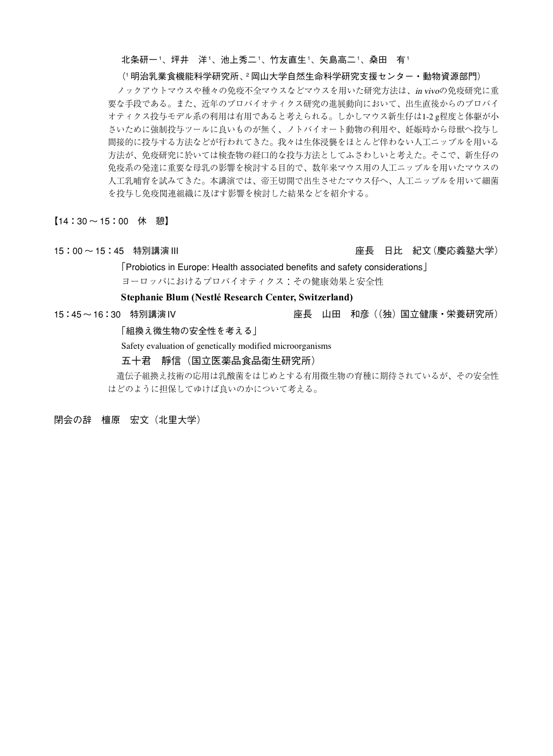北条研一[1]、坪井　洋[1]、池上秀二[1]、竹友直生[1]、矢島高二[1]、桑田　有[1]

（[1]明治乳業食機能科学研究所、[2]岡山大学自然生命科学研究支援センター・動物資源部門）

ノックアウトマウスや種々の免疫不全マウスなどマウスを用いた研究方法は、*in vivo*の免疫研究に重要な手段である。また、近年のプロバイオティクス研究の進展動向において、出生直後からのプロバイオティクス投与モデル系の利用は有用であると考えられる。しかしマウス新生仔は1-2 g程度と体躯が小さいために強制投与ツールに良いものが無く、ノトバイオート動物の利用や、妊娠時から母獣へ投与し間接的に投与する方法などが行われてきた。我々は生体侵襲をほとんど伴わない人工ニップルを用いる方法が、免疫研究に於いては検査物の経口的な投与方法としてふさわしいと考えた。そこで、新生仔の免疫系の発達に重要な母乳の影響を検討する目的で、数年来マウス用の人工ニップルを用いたマウスの人工乳哺育を試みてきた。本講演では、帝王切開で出生させたマウス仔へ、人工ニップルを用いて細菌を投与し免疫関連組織に及ぼす影響を検討した結果などを紹介する。

【14：30～15：00　休　憩】

15：00～15：45　特別講演 III　　　座長　日比　紀文（慶応義塾大学）

「Probiotics in Europe: Health associated benefits and safety considerations」

ヨーロッパにおけるプロバイオティクス：その健康効果と安全性

**Stephanie Blum (Nestlé Research Center, Switzerland)**

15：45～16：30　特別講演 IV　　　座長　山田　和彦（(独) 国立健康・栄養研究所）

「組換え微生物の安全性を考える」

Safety evaluation of genetically modified microorganisms

五十君　靜信（国立医薬品食品衛生研究所）

遺伝子組換え技術の応用は乳酸菌をはじめとする有用微生物の育種に期待されているが、その安全性はどのように担保してゆけば良いのかについて考える。

閉会の辞　檀原　宏文（北里大学）